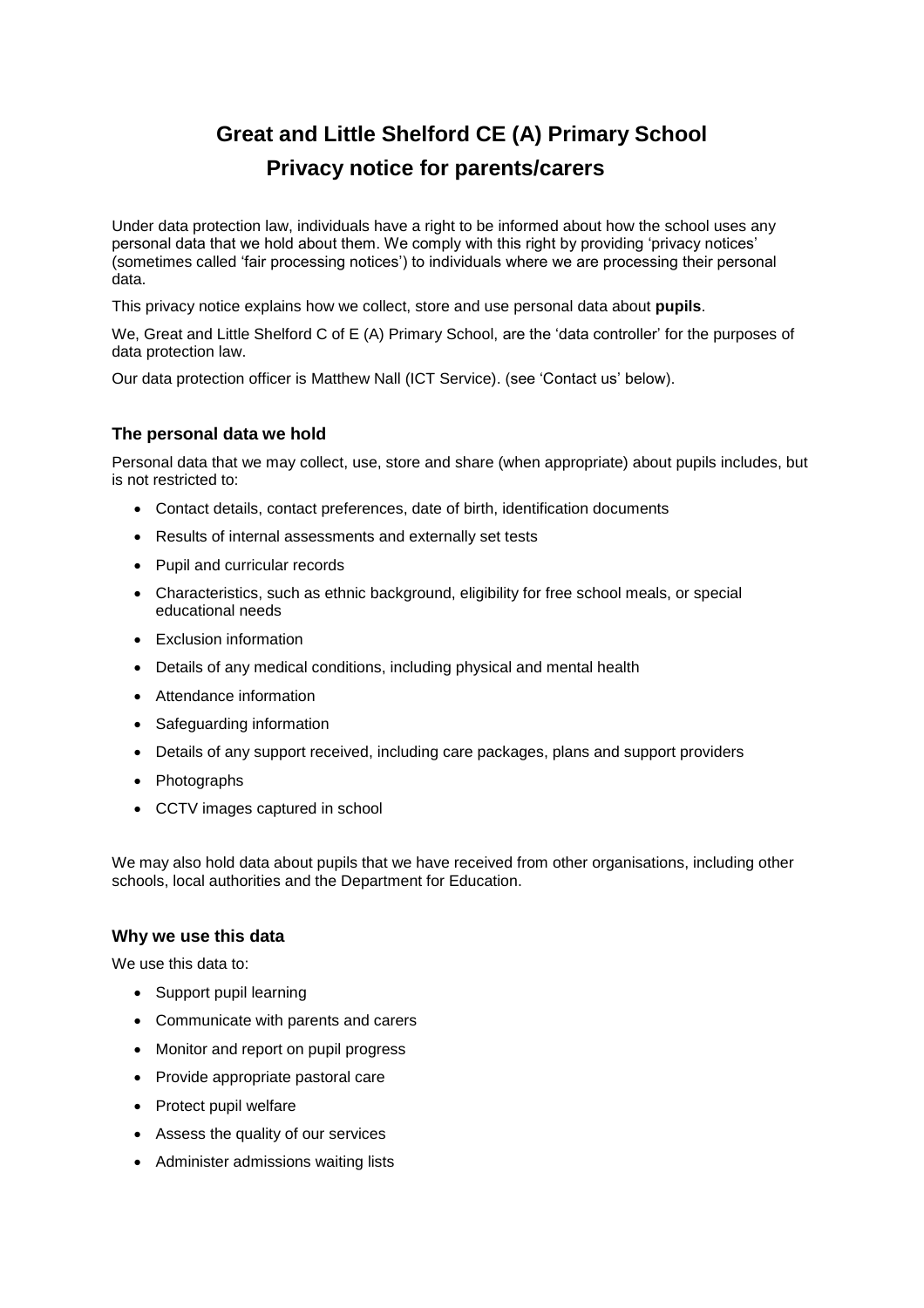# Great and Little Shelford CE (A) Primary School
## Privacy notice for parents/carers

Under data protection law, individuals have a right to be informed about how the school uses any personal data that we hold about them. We comply with this right by providing 'privacy notices' (sometimes called 'fair processing notices') to individuals where we are processing their personal data.

This privacy notice explains how we collect, store and use personal data about **pupils**.

We, Great and Little Shelford C of E (A) Primary School, are the 'data controller' for the purposes of data protection law.

Our data protection officer is Matthew Nall (ICT Service). (see 'Contact us' below).

### The personal data we hold

Personal data that we may collect, use, store and share (when appropriate) about pupils includes, but is not restricted to:

- Contact details, contact preferences, date of birth, identification documents
- Results of internal assessments and externally set tests
- Pupil and curricular records
- Characteristics, such as ethnic background, eligibility for free school meals, or special educational needs
- Exclusion information
- Details of any medical conditions, including physical and mental health
- Attendance information
- Safeguarding information
- Details of any support received, including care packages, plans and support providers
- Photographs
- CCTV images captured in school

We may also hold data about pupils that we have received from other organisations, including other schools, local authorities and the Department for Education.

### Why we use this data

We use this data to:

- Support pupil learning
- Communicate with parents and carers
- Monitor and report on pupil progress
- Provide appropriate pastoral care
- Protect pupil welfare
- Assess the quality of our services
- Administer admissions waiting lists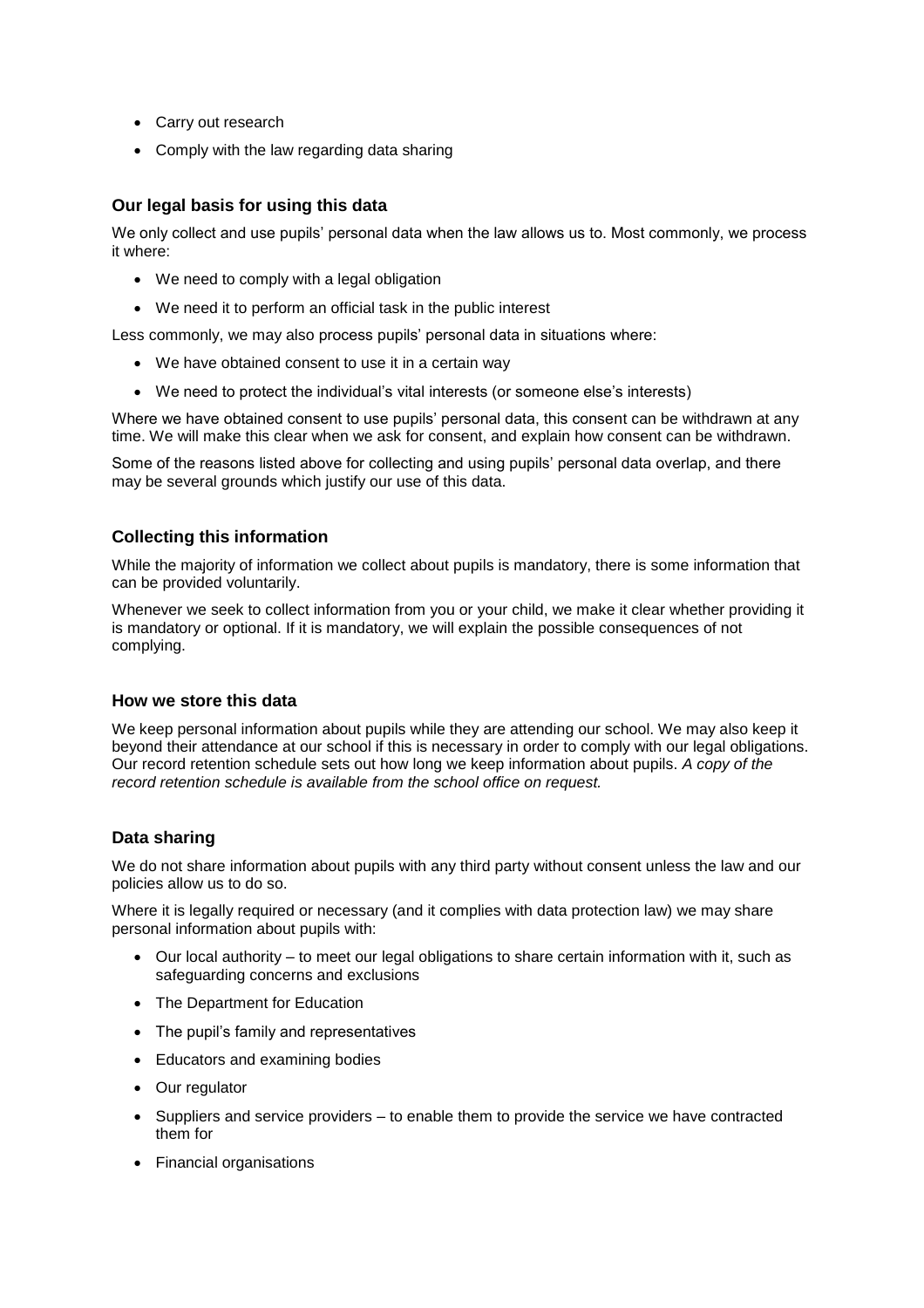- Carry out research
- Comply with the law regarding data sharing

### Our legal basis for using this data

We only collect and use pupils' personal data when the law allows us to. Most commonly, we process it where:

- We need to comply with a legal obligation
- We need it to perform an official task in the public interest

Less commonly, we may also process pupils' personal data in situations where:

- We have obtained consent to use it in a certain way
- We need to protect the individual's vital interests (or someone else's interests)

Where we have obtained consent to use pupils' personal data, this consent can be withdrawn at any time. We will make this clear when we ask for consent, and explain how consent can be withdrawn.

Some of the reasons listed above for collecting and using pupils' personal data overlap, and there may be several grounds which justify our use of this data.

### Collecting this information

While the majority of information we collect about pupils is mandatory, there is some information that can be provided voluntarily.

Whenever we seek to collect information from you or your child, we make it clear whether providing it is mandatory or optional. If it is mandatory, we will explain the possible consequences of not complying.

### How we store this data

We keep personal information about pupils while they are attending our school. We may also keep it beyond their attendance at our school if this is necessary in order to comply with our legal obligations. Our record retention schedule sets out how long we keep information about pupils. *A copy of the record retention schedule is available from the school office on request.*

### Data sharing

We do not share information about pupils with any third party without consent unless the law and our policies allow us to do so.

Where it is legally required or necessary (and it complies with data protection law) we may share personal information about pupils with:

- Our local authority – to meet our legal obligations to share certain information with it, such as safeguarding concerns and exclusions
- The Department for Education
- The pupil's family and representatives
- Educators and examining bodies
- Our regulator
- Suppliers and service providers – to enable them to provide the service we have contracted them for
- Financial organisations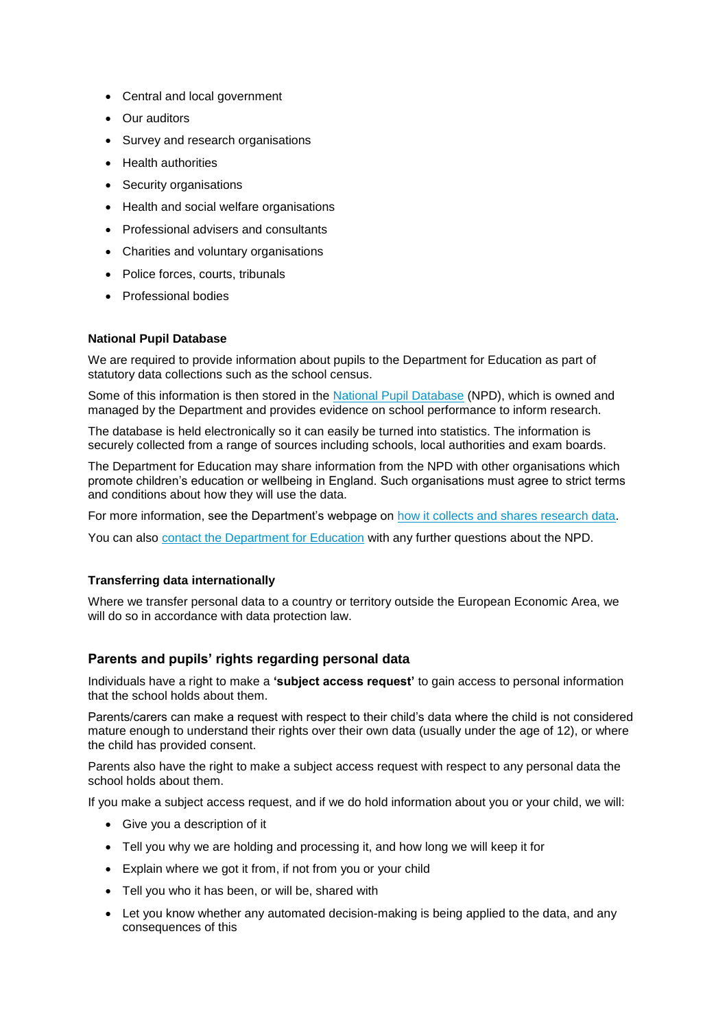- Central and local government
- Our auditors
- Survey and research organisations
- Health authorities
- Security organisations
- Health and social welfare organisations
- Professional advisers and consultants
- Charities and voluntary organisations
- Police forces, courts, tribunals
- Professional bodies

### National Pupil Database

We are required to provide information about pupils to the Department for Education as part of statutory data collections such as the school census.

Some of this information is then stored in the National Pupil Database (NPD), which is owned and managed by the Department and provides evidence on school performance to inform research.

The database is held electronically so it can easily be turned into statistics. The information is securely collected from a range of sources including schools, local authorities and exam boards.

The Department for Education may share information from the NPD with other organisations which promote children's education or wellbeing in England. Such organisations must agree to strict terms and conditions about how they will use the data.

For more information, see the Department's webpage on how it collects and shares research data.

You can also contact the Department for Education with any further questions about the NPD.

### Transferring data internationally

Where we transfer personal data to a country or territory outside the European Economic Area, we will do so in accordance with data protection law.

## Parents and pupils' rights regarding personal data

Individuals have a right to make a **'subject access request'** to gain access to personal information that the school holds about them.

Parents/carers can make a request with respect to their child's data where the child is not considered mature enough to understand their rights over their own data (usually under the age of 12), or where the child has provided consent.

Parents also have the right to make a subject access request with respect to any personal data the school holds about them.

If you make a subject access request, and if we do hold information about you or your child, we will:

- Give you a description of it
- Tell you why we are holding and processing it, and how long we will keep it for
- Explain where we got it from, if not from you or your child
- Tell you who it has been, or will be, shared with
- Let you know whether any automated decision-making is being applied to the data, and any consequences of this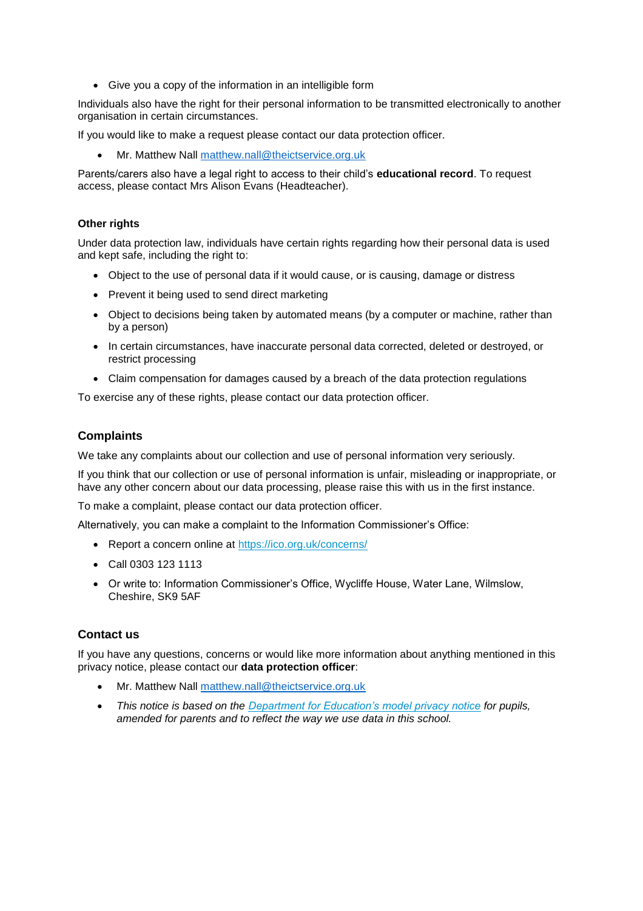- Give you a copy of the information in an intelligible form

Individuals also have the right for their personal information to be transmitted electronically to another organisation in certain circumstances.

If you would like to make a request please contact our data protection officer.

- Mr. Matthew Nall matthew.nall@theictservice.org.uk

Parents/carers also have a legal right to access to their child's **educational record**. To request access, please contact Mrs Alison Evans (Headteacher).

#### Other rights

Under data protection law, individuals have certain rights regarding how their personal data is used and kept safe, including the right to:

- Object to the use of personal data if it would cause, or is causing, damage or distress
- Prevent it being used to send direct marketing
- Object to decisions being taken by automated means (by a computer or machine, rather than by a person)
- In certain circumstances, have inaccurate personal data corrected, deleted or destroyed, or restrict processing
- Claim compensation for damages caused by a breach of the data protection regulations

To exercise any of these rights, please contact our data protection officer.

### Complaints

We take any complaints about our collection and use of personal information very seriously.

If you think that our collection or use of personal information is unfair, misleading or inappropriate, or have any other concern about our data processing, please raise this with us in the first instance.

To make a complaint, please contact our data protection officer.

Alternatively, you can make a complaint to the Information Commissioner's Office:

- Report a concern online at https://ico.org.uk/concerns/
- Call 0303 123 1113
- Or write to: Information Commissioner's Office, Wycliffe House, Water Lane, Wilmslow, Cheshire, SK9 5AF

### Contact us

If you have any questions, concerns or would like more information about anything mentioned in this privacy notice, please contact our **data protection officer**:

- Mr. Matthew Nall matthew.nall@theictservice.org.uk
- *This notice is based on the Department for Education's model privacy notice for pupils, amended for parents and to reflect the way we use data in this school.*